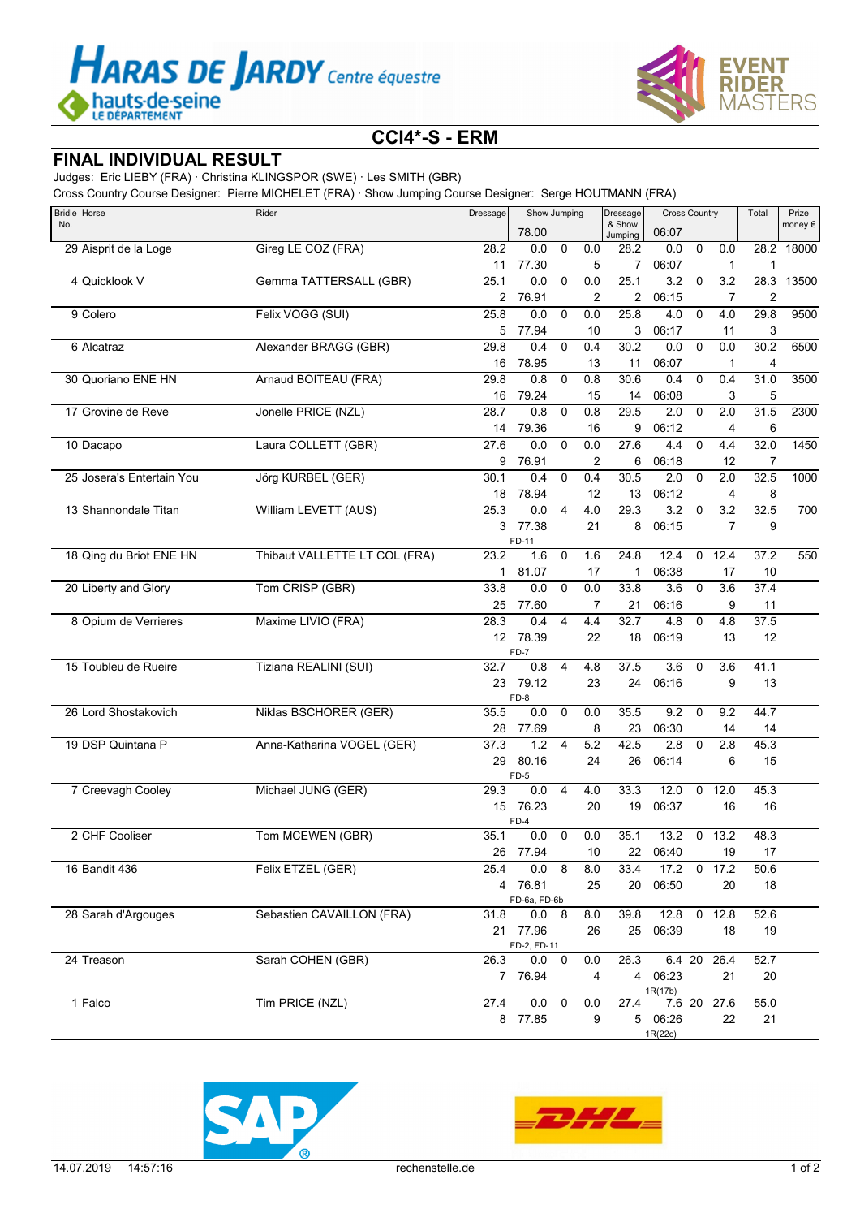# CCI4*-S - ERM

## FINAL INDIVIDUAL RESULT

Judges: Eric LIEBY (FRA) · Christina KLINGSPOR (SWE) · Les SMITH (GBR)

Cross Country Course Designer: Pierre MICHELET (FRA) · Show Jumping Course Designer: Serge HOUTMANN (FRA)

| Bridle No. | Horse | Rider | Dressage | Show Jumping 78.00 | | | Dressage & Show Jumping | Cross Country 06:07 | | | Total | Prize money € |
|---|---|---|---|---|---|---|---|---|---|---|---|---|
| 29 | Aisprit de la Loge | Gireg LE COZ (FRA) | 28.2 | 0.0 | 0 | 0.0 | 28.2 | 0.0 | 0 | 0.0 | 28.2 | 18000 |
| | | | 11 | 77.30 | | 5 | 7 | 06:07 | | 1 | 1 | |
| 4 | Quicklook V | Gemma TATTERSALL (GBR) | 25.1 | 0.0 | 0 | 0.0 | 25.1 | 3.2 | 0 | 3.2 | 28.3 | 13500 |
| | | | 2 | 76.91 | | 2 | 2 | 06:15 | | 7 | 2 | |
| 9 | Colero | Felix VOGG (SUI) | 25.8 | 0.0 | 0 | 0.0 | 25.8 | 4.0 | 0 | 4.0 | 29.8 | 9500 |
| | | | 5 | 77.94 | | 10 | 3 | 06:17 | | 11 | 3 | |
| 6 | Alcatraz | Alexander BRAGG (GBR) | 29.8 | 0.4 | 0 | 0.4 | 30.2 | 0.0 | 0 | 0.0 | 30.2 | 6500 |
| | | | 16 | 78.95 | | 13 | 11 | 06:07 | | 1 | 4 | |
| 30 | Quoriano ENE HN | Arnaud BOITEAU (FRA) | 29.8 | 0.8 | 0 | 0.8 | 30.6 | 0.4 | 0 | 0.4 | 31.0 | 3500 |
| | | | 16 | 79.24 | | 15 | 14 | 06:08 | | 3 | 5 | |
| 17 | Grovine de Reve | Jonelle PRICE (NZL) | 28.7 | 0.8 | 0 | 0.8 | 29.5 | 2.0 | 0 | 2.0 | 31.5 | 2300 |
| | | | 14 | 79.36 | | 16 | 9 | 06:12 | | 4 | 6 | |
| 10 | Dacapo | Laura COLLETT (GBR) | 27.6 | 0.0 | 0 | 0.0 | 27.6 | 4.4 | 0 | 4.4 | 32.0 | 1450 |
| | | | 9 | 76.91 | | 2 | 6 | 06:18 | | 12 | 7 | |
| 25 | Josera's Entertain You | Jörg KURBEL (GER) | 30.1 | 0.4 | 0 | 0.4 | 30.5 | 2.0 | 0 | 2.0 | 32.5 | 1000 |
| | | | 18 | 78.94 | | 12 | 13 | 06:12 | | 4 | 8 | |
| 13 | Shannondale Titan | William LEVETT (AUS) | 25.3 | 0.0 | 4 | 4.0 | 29.3 | 3.2 | 0 | 3.2 | 32.5 | 700 |
| | | | 3 | 77.38 FD-11 | | 21 | 8 | 06:15 | | 7 | 9 | |
| 18 | Qing du Briot ENE HN | Thibaut VALLETTE LT COL (FRA) | 23.2 | 1.6 | 0 | 1.6 | 24.8 | 12.4 | 0 | 12.4 | 37.2 | 550 |
| | | | 1 | 81.07 | | 17 | 1 | 06:38 | | 17 | 10 | |
| 20 | Liberty and Glory | Tom CRISP (GBR) | 33.8 | 0.0 | 0 | 0.0 | 33.8 | 3.6 | 0 | 3.6 | 37.4 | |
| | | | 25 | 77.60 | | 7 | 21 | 06:16 | | 9 | 11 | |
| 8 | Opium de Verrieres | Maxime LIVIO (FRA) | 28.3 | 0.4 | 4 | 4.4 | 32.7 | 4.8 | 0 | 4.8 | 37.5 | |
| | | | 12 | 78.39 FD-7 | | 22 | 18 | 06:19 | | 13 | 12 | |
| 15 | Toubleu de Rueire | Tiziana REALINI (SUI) | 32.7 | 0.8 | 4 | 4.8 | 37.5 | 3.6 | 0 | 3.6 | 41.1 | |
| | | | 23 | 79.12 FD-8 | | 23 | 24 | 06:16 | | 9 | 13 | |
| 26 | Lord Shostakovich | Niklas BSCHORER (GER) | 35.5 | 0.0 | 0 | 0.0 | 35.5 | 9.2 | 0 | 9.2 | 44.7 | |
| | | | 28 | 77.69 | | 8 | 23 | 06:30 | | 14 | 14 | |
| 19 | DSP Quintana P | Anna-Katharina VOGEL (GER) | 37.3 | 1.2 | 4 | 5.2 | 42.5 | 2.8 | 0 | 2.8 | 45.3 | |
| | | | 29 | 80.16 FD-5 | | 24 | 26 | 06:14 | | 6 | 15 | |
| 7 | Creevagh Cooley | Michael JUNG (GER) | 29.3 | 0.0 | 4 | 4.0 | 33.3 | 12.0 | 0 | 12.0 | 45.3 | |
| | | | 15 | 76.23 FD-4 | | 20 | 19 | 06:37 | | 16 | 16 | |
| 2 | CHF Cooliser | Tom MCEWEN (GBR) | 35.1 | 0.0 | 0 | 0.0 | 35.1 | 13.2 | 0 | 13.2 | 48.3 | |
| | | | 26 | 77.94 | | 10 | 22 | 06:40 | | 19 | 17 | |
| 16 | Bandit 436 | Felix ETZEL (GER) | 25.4 | 0.0 | 8 | 8.0 | 33.4 | 17.2 | 0 | 17.2 | 50.6 | |
| | | | 4 | 76.81 FD-6a, FD-6b | | 25 | 20 | 06:50 | | 20 | 18 | |
| 28 | Sarah d'Argouges | Sebastien CAVAILLON (FRA) | 31.8 | 0.0 | 8 | 8.0 | 39.8 | 12.8 | 0 | 12.8 | 52.6 | |
| | | | 21 | 77.96 FD-2, FD-11 | | 26 | 25 | 06:39 | | 18 | 19 | |
| 24 | Treason | Sarah COHEN (GBR) | 26.3 | 0.0 | 0 | 0.0 | 26.3 | 6.4 | 20 | 26.4 | 52.7 | |
| | | | 7 | 76.94 | | 4 | 4 | 06:23 1R(17b) | | 21 | 20 | |
| 1 | Falco | Tim PRICE (NZL) | 27.4 | 0.0 | 0 | 0.0 | 27.4 | 7.6 | 20 | 27.6 | 55.0 | |
| | | | 8 | 77.85 | | 9 | 5 | 06:26 1R(22c) | | 22 | 21 | |

14.07.2019 14:57:16 rechenstelle.de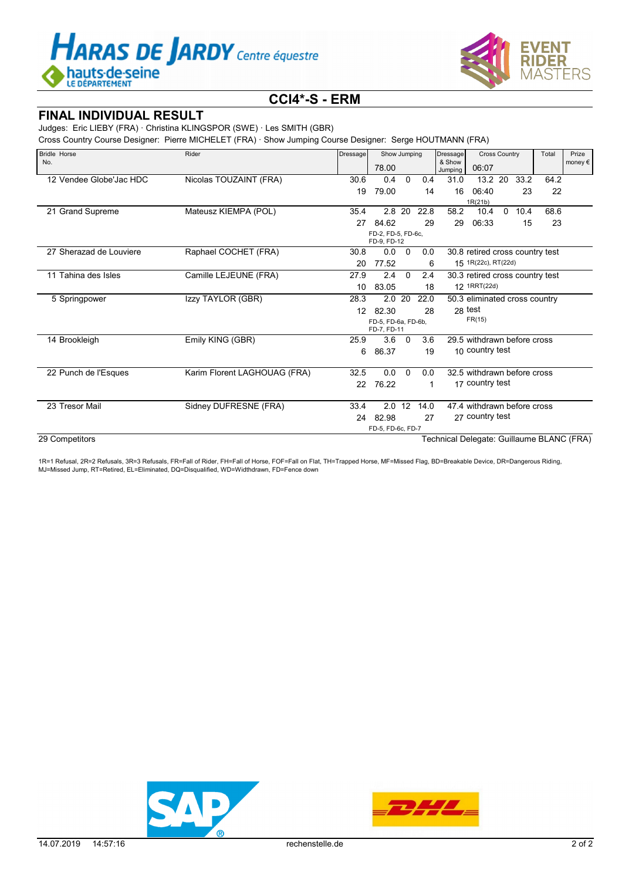# CCI4*-S - ERM

## FINAL INDIVIDUAL RESULT

Judges: Eric LIEBY (FRA) · Christina KLINGSPOR (SWE) · Les SMITH (GBR)

Cross Country Course Designer: Pierre MICHELET (FRA) · Show Jumping Course Designer: Serge HOUTMANN (FRA)

| Bridle No. | Horse | Rider | Dressage | Show Jumping | | | Dressage & Show Jumping | Cross Country | | | Total | Prize money € |
|---|---|---|---|---|---|---|---|---|---|---|---|---|
| | | | | 78.00 | | | | 06:07 | | | | |
| 12 | Vendee Globe'Jac HDC | Nicolas TOUZAINT (FRA) | 30.6 | 0.4 | 0 | 0.4 | 31.0 | 13.2 | 20 | 33.2 | 64.2 | |
| | | | 19 | 79.00 | | 14 | 16 | 06:40 1R(21b) | | 23 | 22 | |
| 21 | Grand Supreme | Mateusz KIEMPA (POL) | 35.4 | 2.8 | 20 | 22.8 | 58.2 | 10.4 | 0 | 10.4 | 68.6 | |
| | | | 27 | 84.62 FD-2, FD-5, FD-6c, FD-9, FD-12 | | 29 | 29 | 06:33 | | 15 | 23 | |
| 27 | Sherazad de Louviere | Raphael COCHET (FRA) | 30.8 | 0.0 | 0 | 0.0 | 30.8 | retired cross country test | | | | |
| | | | 20 | 77.52 | | 6 | 15 | 1R(22c), RT(22d) | | | | |
| 11 | Tahina des Isles | Camille LEJEUNE (FRA) | 27.9 | 2.4 | 0 | 2.4 | 30.3 | retired cross country test | | | | |
| | | | 10 | 83.05 | | 18 | 12 | 1RRT(22d) | | | | |
| 5 | Springpower | Izzy TAYLOR (GBR) | 28.3 | 2.0 | 20 | 22.0 | 50.3 | eliminated cross country test | | | | |
| | | | 12 | 82.30 FD-5, FD-6a, FD-6b, FD-7, FD-11 | | 28 | 28 | FR(15) | | | | |
| 14 | Brookleigh | Emily KING (GBR) | 25.9 | 3.6 | 0 | 3.6 | 29.5 | withdrawn before cross country test | | | | |
| | | | 6 | 86.37 | | 19 | 10 | | | | | |
| 22 | Punch de l'Esques | Karim Florent LAGHOUAG (FRA) | 32.5 | 0.0 | 0 | 0.0 | 32.5 | withdrawn before cross country test | | | | |
| | | | 22 | 76.22 | | 1 | 17 | | | | | |
| 23 | Tresor Mail | Sidney DUFRESNE (FRA) | 33.4 | 2.0 | 12 | 14.0 | 47.4 | withdrawn before cross country test | | | | |
| | | | 24 | 82.98 FD-5, FD-6c, FD-7 | | 27 | 27 | | | | | |

29 Competitors

Technical Delegate: Guillaume BLANC (FRA)

1R=1 Refusal, 2R=2 Refusals, 3R=3 Refusals, FR=Fall of Rider, FH=Fall of Horse, FOF=Fall on Flat, TH=Trapped Horse, MF=Missed Flag, BD=Breakable Device, DR=Dangerous Riding, MJ=Missed Jump, RT=Retired, EL=Eliminated, DQ=Disqualified, WD=Widthdrawn, FD=Fence down

14.07.2019 14:57:16 rechenstelle.de